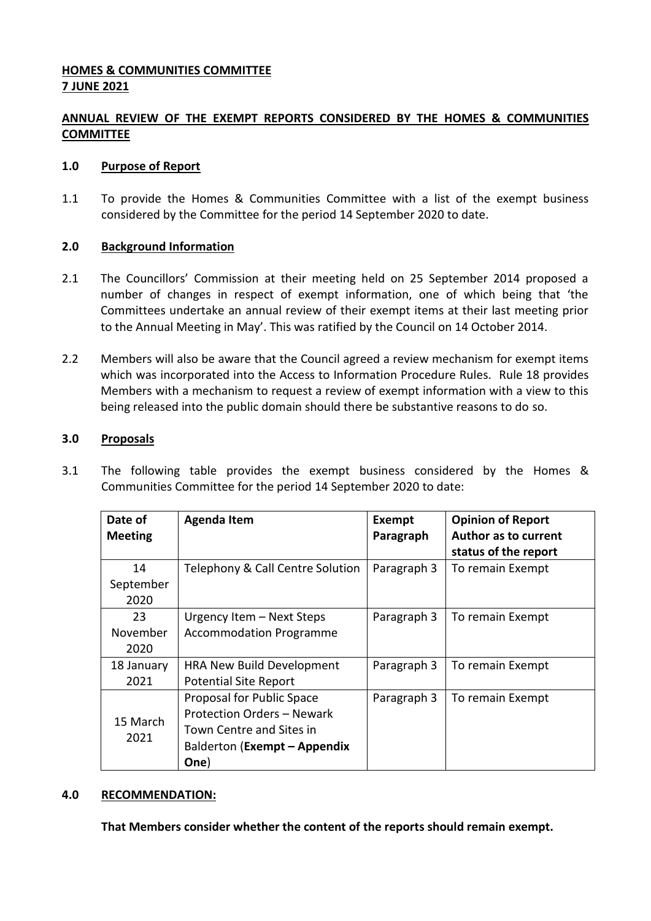**HOMES & COMMUNITIES COMMITTEE**
**7 JUNE 2021**

## ANNUAL REVIEW OF THE EXEMPT REPORTS CONSIDERED BY THE HOMES & COMMUNITIES COMMITTEE

### 1.0 Purpose of Report

1.1 To provide the Homes & Communities Committee with a list of the exempt business considered by the Committee for the period 14 September 2020 to date.

### 2.0 Background Information

2.1 The Councillors' Commission at their meeting held on 25 September 2014 proposed a number of changes in respect of exempt information, one of which being that 'the Committees undertake an annual review of their exempt items at their last meeting prior to the Annual Meeting in May'. This was ratified by the Council on 14 October 2014.

2.2 Members will also be aware that the Council agreed a review mechanism for exempt items which was incorporated into the Access to Information Procedure Rules. Rule 18 provides Members with a mechanism to request a review of exempt information with a view to this being released into the public domain should there be substantive reasons to do so.

### 3.0 Proposals

3.1 The following table provides the exempt business considered by the Homes & Communities Committee for the period 14 September 2020 to date:

| Date of Meeting | Agenda Item | Exempt Paragraph | Opinion of Report Author as to current status of the report |
|---|---|---|---|
| 14 September 2020 | Telephony & Call Centre Solution | Paragraph 3 | To remain Exempt |
| 23 November 2020 | Urgency Item – Next Steps Accommodation Programme | Paragraph 3 | To remain Exempt |
| 18 January 2021 | HRA New Build Development Potential Site Report | Paragraph 3 | To remain Exempt |
| 15 March 2021 | Proposal for Public Space Protection Orders – Newark Town Centre and Sites in Balderton (**Exempt – Appendix One**) | Paragraph 3 | To remain Exempt |

### 4.0 RECOMMENDATION:

**That Members consider whether the content of the reports should remain exempt.**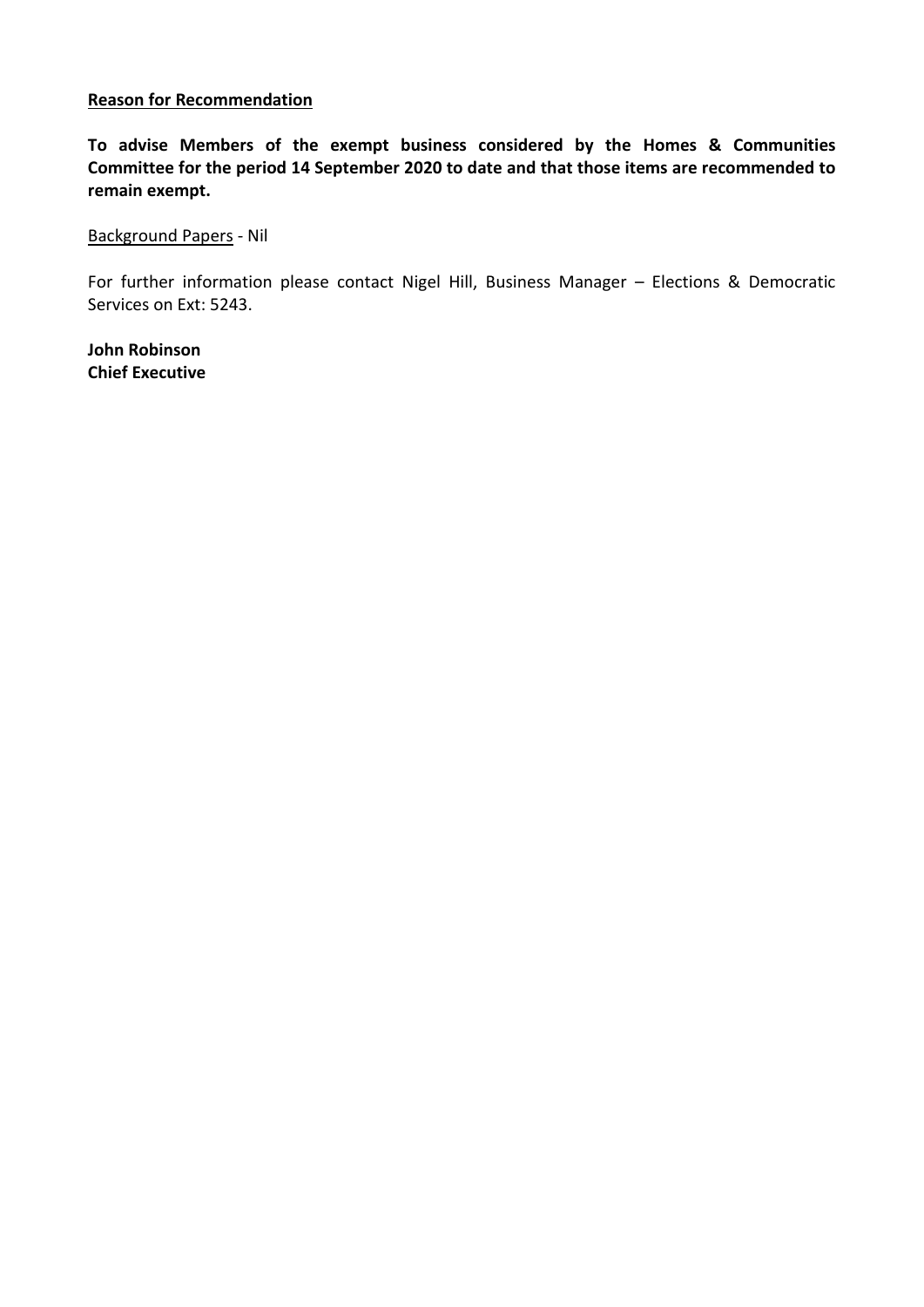**Reason for Recommendation**

**To advise Members of the exempt business considered by the Homes & Communities Committee for the period 14 September 2020 to date and that those items are recommended to remain exempt.**

Background Papers - Nil

For further information please contact Nigel Hill, Business Manager – Elections & Democratic Services on Ext: 5243.

**John Robinson**
**Chief Executive**